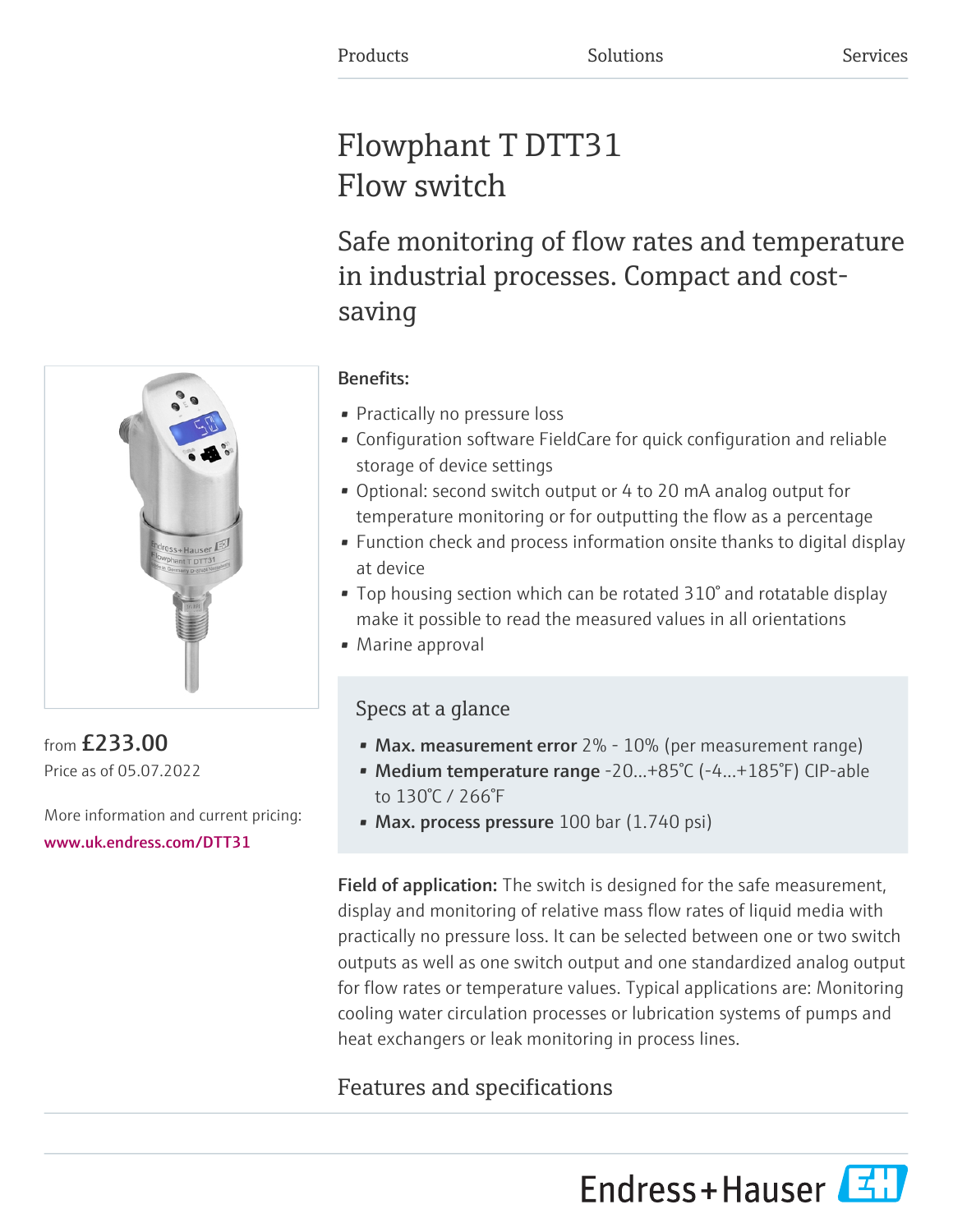Products Solutions Services

# Flowphant T DTT31
# Flow switch

## Safe monitoring of flow rates and temperature in industrial processes. Compact and cost-saving

from **£233.00**
Price as of 05.07.2022

More information and current pricing:
www.uk.endress.com/DTT31

**Benefits:**

- Practically no pressure loss
- Configuration software FieldCare for quick configuration and reliable storage of device settings
- Optional: second switch output or 4 to 20 mA analog output for temperature monitoring or for outputting the flow as a percentage
- Function check and process information onsite thanks to digital display at device
- Top housing section which can be rotated 310° and rotatable display make it possible to read the measured values in all orientations
- Marine approval

### Specs at a glance

- **Max. measurement error** 2% - 10% (per measurement range)
- **Medium temperature range** -20...+85°C (-4...+185°F) CIP-able to 130°C / 266°F
- **Max. process pressure** 100 bar (1.740 psi)

**Field of application:** The switch is designed for the safe measurement, display and monitoring of relative mass flow rates of liquid media with practically no pressure loss. It can be selected between one or two switch outputs as well as one switch output and one standardized analog output for flow rates or temperature values. Typical applications are: Monitoring cooling water circulation processes or lubrication systems of pumps and heat exchangers or leak monitoring in process lines.

## Features and specifications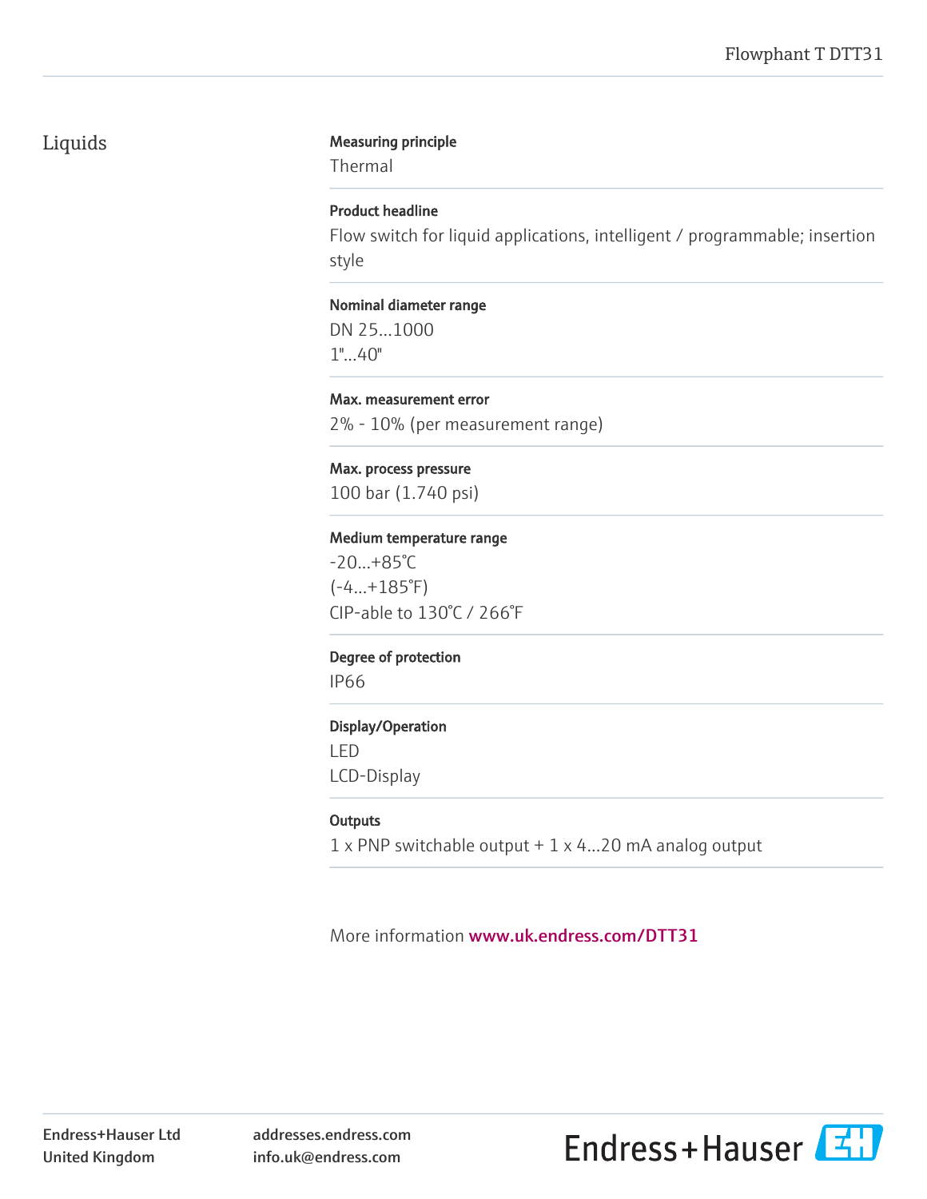## Liquids

**Measuring principle**

Thermal

**Product headline**

Flow switch for liquid applications, intelligent / programmable; insertion style

**Nominal diameter range**

DN 25...1000

1"...40"

**Max. measurement error**

2% - 10% (per measurement range)

**Max. process pressure**

100 bar (1.740 psi)

**Medium temperature range**

-20...+85°C

(-4...+185°F)

CIP-able to 130°C / 266°F

**Degree of protection**

IP66

**Display/Operation**

LED

LCD-Display

**Outputs**

1 x PNP switchable output + 1 x 4...20 mA analog output

More information **www.uk.endress.com/DTT31**

Endress+Hauser Ltd
United Kingdom

addresses.endress.com
info.uk@endress.com

Endress+Hauser